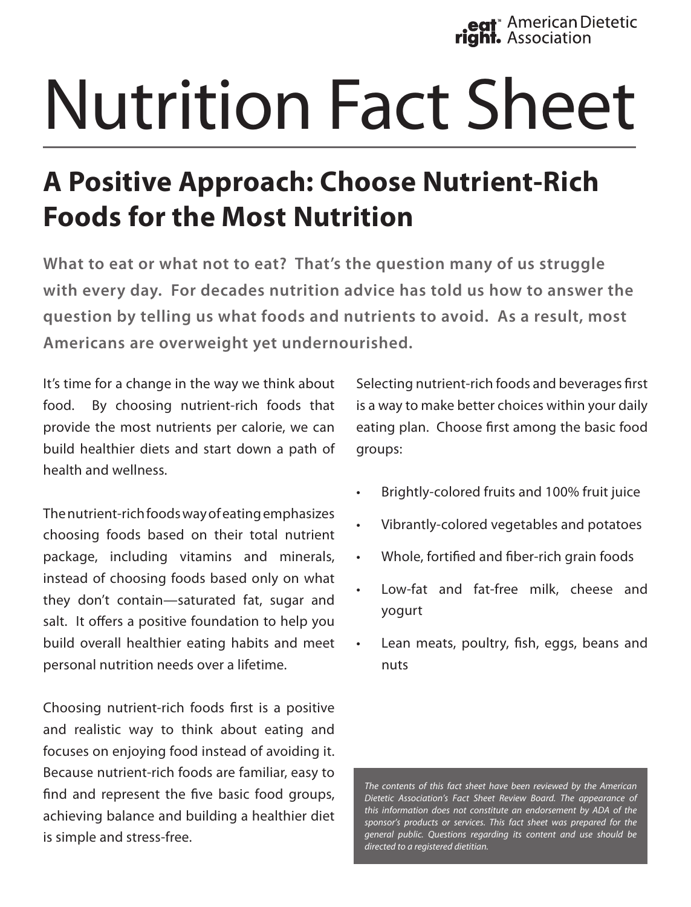eat right. American Dietetic Association

# Nutrition Fact Sheet

## A Positive Approach: Choose Nutrient-Rich Foods for the Most Nutrition

**What to eat or what not to eat? That's the question many of us struggle with every day. For decades nutrition advice has told us how to answer the question by telling us what foods and nutrients to avoid. As a result, most Americans are overweight yet undernourished.**

It's time for a change in the way we think about food. By choosing nutrient-rich foods that provide the most nutrients per calorie, we can build healthier diets and start down a path of health and wellness.

The nutrient-rich foods way of eating emphasizes choosing foods based on their total nutrient package, including vitamins and minerals, instead of choosing foods based only on what they don't contain—saturated fat, sugar and salt. It offers a positive foundation to help you build overall healthier eating habits and meet personal nutrition needs over a lifetime.

Choosing nutrient-rich foods first is a positive and realistic way to think about eating and focuses on enjoying food instead of avoiding it. Because nutrient-rich foods are familiar, easy to find and represent the five basic food groups, achieving balance and building a healthier diet is simple and stress-free.

Selecting nutrient-rich foods and beverages first is a way to make better choices within your daily eating plan. Choose first among the basic food groups:

- Brightly-colored fruits and 100% fruit juice
- Vibrantly-colored vegetables and potatoes
- Whole, fortified and fiber-rich grain foods
- Low-fat and fat-free milk, cheese and yogurt
- Lean meats, poultry, fish, eggs, beans and nuts

*The contents of this fact sheet have been reviewed by the American Dietetic Association's Fact Sheet Review Board. The appearance of this information does not constitute an endorsement by ADA of the sponsor's products or services. This fact sheet was prepared for the general public. Questions regarding its content and use should be directed to a registered dietitian.*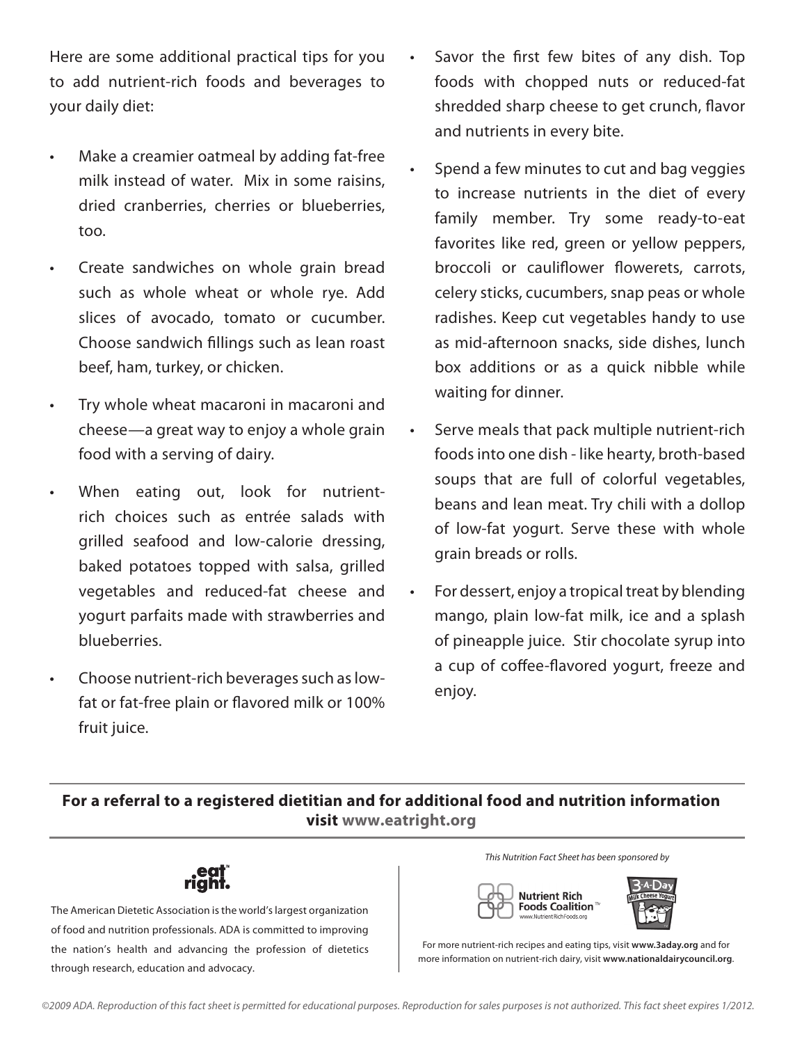Here are some additional practical tips for you to add nutrient-rich foods and beverages to your daily diet:

- Make a creamier oatmeal by adding fat-free milk instead of water. Mix in some raisins, dried cranberries, cherries or blueberries, too.
- Create sandwiches on whole grain bread such as whole wheat or whole rye. Add slices of avocado, tomato or cucumber. Choose sandwich fillings such as lean roast beef, ham, turkey, or chicken.
- Try whole wheat macaroni in macaroni and cheese—a great way to enjoy a whole grain food with a serving of dairy.
- When eating out, look for nutrient-rich choices such as entrée salads with grilled seafood and low-calorie dressing, baked potatoes topped with salsa, grilled vegetables and reduced-fat cheese and yogurt parfaits made with strawberries and blueberries.
- Choose nutrient-rich beverages such as low-fat or fat-free plain or flavored milk or 100% fruit juice.
- Savor the first few bites of any dish. Top foods with chopped nuts or reduced-fat shredded sharp cheese to get crunch, flavor and nutrients in every bite.
- Spend a few minutes to cut and bag veggies to increase nutrients in the diet of every family member. Try some ready-to-eat favorites like red, green or yellow peppers, broccoli or cauliflower flowerets, carrots, celery sticks, cucumbers, snap peas or whole radishes. Keep cut vegetables handy to use as mid-afternoon snacks, side dishes, lunch box additions or as a quick nibble while waiting for dinner.
- Serve meals that pack multiple nutrient-rich foods into one dish - like hearty, broth-based soups that are full of colorful vegetables, beans and lean meat. Try chili with a dollop of low-fat yogurt. Serve these with whole grain breads or rolls.
- For dessert, enjoy a tropical treat by blending mango, plain low-fat milk, ice and a splash of pineapple juice. Stir chocolate syrup into a cup of coffee-flavored yogurt, freeze and enjoy.

**For a referral to a registered dietitian and for additional food and nutrition information visit www.eatright.org**

eat right.

The American Dietetic Association is the world's largest organization of food and nutrition professionals. ADA is committed to improving the nation's health and advancing the profession of dietetics through research, education and advocacy.

*This Nutrition Fact Sheet has been sponsored by*

Nutrient Rich Foods Coalition™ www.NutrientRichFoods.org

3-A-Day Milk Cheese Yogurt

For more nutrient-rich recipes and eating tips, visit **www.3aday.org** and for more information on nutrient-rich dairy, visit **www.nationaldairycouncil.org**.

*©2009 ADA. Reproduction of this fact sheet is permitted for educational purposes. Reproduction for sales purposes is not authorized. This fact sheet expires 1/2012.*